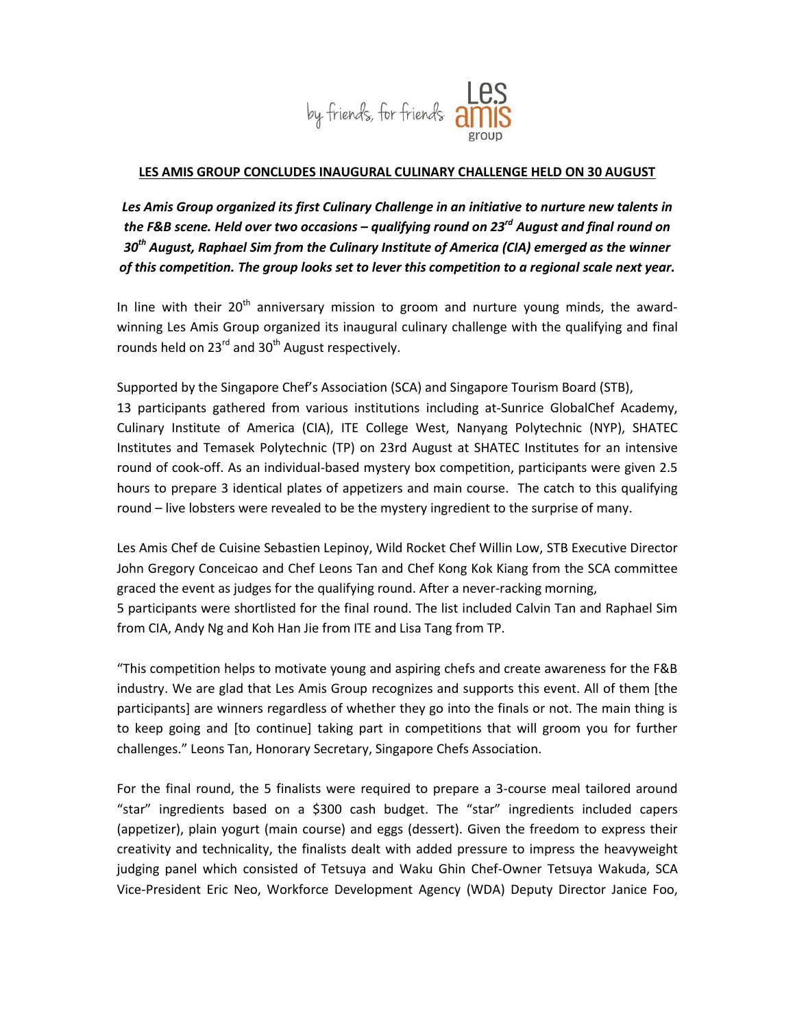by friends, for friends Les amis group

**LES AMIS GROUP CONCLUDES INAUGURAL CULINARY CHALLENGE HELD ON 30 AUGUST**

***Les Amis Group organized its first Culinary Challenge in an initiative to nurture new talents in the F&B scene. Held over two occasions – qualifying round on 23rd August and final round on 30th August, Raphael Sim from the Culinary Institute of America (CIA) emerged as the winner of this competition. The group looks set to lever this competition to a regional scale next year.***

In line with their 20th anniversary mission to groom and nurture young minds, the award-winning Les Amis Group organized its inaugural culinary challenge with the qualifying and final rounds held on 23rd and 30th August respectively.

Supported by the Singapore Chef's Association (SCA) and Singapore Tourism Board (STB), 13 participants gathered from various institutions including at-Sunrice GlobalChef Academy, Culinary Institute of America (CIA), ITE College West, Nanyang Polytechnic (NYP), SHATEC Institutes and Temasek Polytechnic (TP) on 23rd August at SHATEC Institutes for an intensive round of cook-off. As an individual-based mystery box competition, participants were given 2.5 hours to prepare 3 identical plates of appetizers and main course. The catch to this qualifying round – live lobsters were revealed to be the mystery ingredient to the surprise of many.

Les Amis Chef de Cuisine Sebastien Lepinoy, Wild Rocket Chef Willin Low, STB Executive Director John Gregory Conceicao and Chef Leons Tan and Chef Kong Kok Kiang from the SCA committee graced the event as judges for the qualifying round. After a never-racking morning, 5 participants were shortlisted for the final round. The list included Calvin Tan and Raphael Sim from CIA, Andy Ng and Koh Han Jie from ITE and Lisa Tang from TP.

"This competition helps to motivate young and aspiring chefs and create awareness for the F&B industry. We are glad that Les Amis Group recognizes and supports this event. All of them [the participants] are winners regardless of whether they go into the finals or not. The main thing is to keep going and [to continue] taking part in competitions that will groom you for further challenges." Leons Tan, Honorary Secretary, Singapore Chefs Association.

For the final round, the 5 finalists were required to prepare a 3-course meal tailored around "star" ingredients based on a $300 cash budget. The "star" ingredients included capers (appetizer), plain yogurt (main course) and eggs (dessert). Given the freedom to express their creativity and technicality, the finalists dealt with added pressure to impress the heavyweight judging panel which consisted of Tetsuya and Waku Ghin Chef-Owner Tetsuya Wakuda, SCA Vice-President Eric Neo, Workforce Development Agency (WDA) Deputy Director Janice Foo,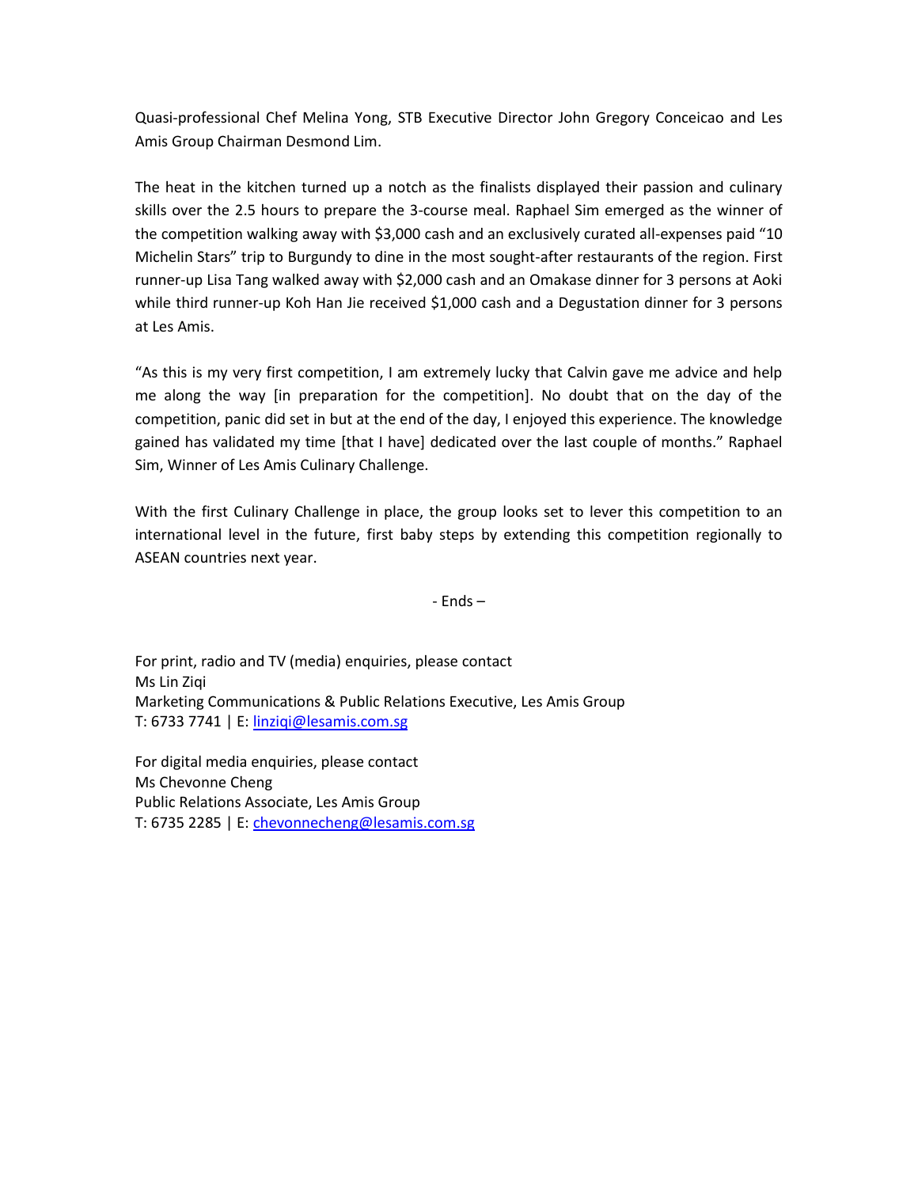Quasi-professional Chef Melina Yong, STB Executive Director John Gregory Conceicao and Les Amis Group Chairman Desmond Lim.

The heat in the kitchen turned up a notch as the finalists displayed their passion and culinary skills over the 2.5 hours to prepare the 3-course meal. Raphael Sim emerged as the winner of the competition walking away with $3,000 cash and an exclusively curated all-expenses paid "10 Michelin Stars" trip to Burgundy to dine in the most sought-after restaurants of the region. First runner-up Lisa Tang walked away with $2,000 cash and an Omakase dinner for 3 persons at Aoki while third runner-up Koh Han Jie received $1,000 cash and a Degustation dinner for 3 persons at Les Amis.

"As this is my very first competition, I am extremely lucky that Calvin gave me advice and help me along the way [in preparation for the competition]. No doubt that on the day of the competition, panic did set in but at the end of the day, I enjoyed this experience. The knowledge gained has validated my time [that I have] dedicated over the last couple of months." Raphael Sim, Winner of Les Amis Culinary Challenge.

With the first Culinary Challenge in place, the group looks set to lever this competition to an international level in the future, first baby steps by extending this competition regionally to ASEAN countries next year.

- Ends –

For print, radio and TV (media) enquiries, please contact
Ms Lin Ziqi
Marketing Communications & Public Relations Executive, Les Amis Group
T: 6733 7741 | E: linziqi@lesamis.com.sg

For digital media enquiries, please contact
Ms Chevonne Cheng
Public Relations Associate, Les Amis Group
T: 6735 2285 | E: chevonnecheng@lesamis.com.sg